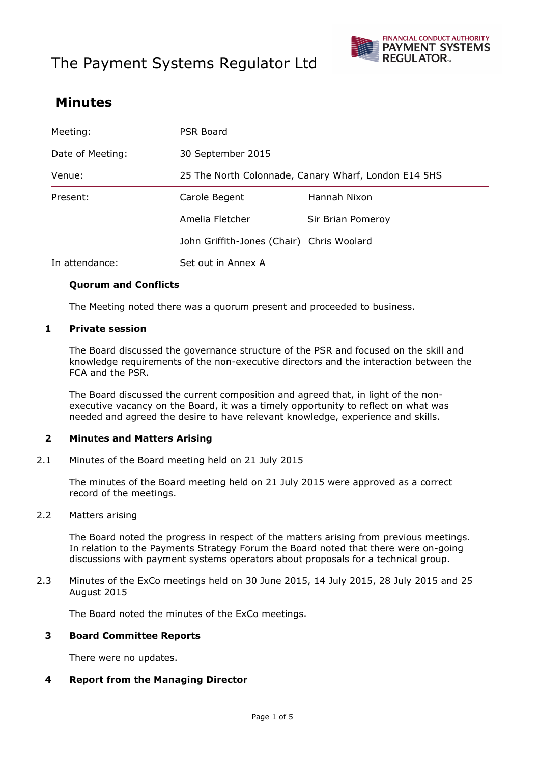# The Payment Systems Regulator Ltd

## Minutes

| | | |
|---|---|---|
| Meeting: | PSR Board | |
| Date of Meeting: | 30 September 2015 | |
| Venue: | 25 The North Colonnade, Canary Wharf, London E14 5HS | |
| Present: | Carole Begent | Hannah Nixon |
| | Amelia Fletcher | Sir Brian Pomeroy |
| | John Griffith-Jones (Chair) | Chris Woolard |
| In attendance: | Set out in Annex A | |

**Quorum and Conflicts**

The Meeting noted there was a quorum present and proceeded to business.

**1 Private session**

The Board discussed the governance structure of the PSR and focused on the skill and knowledge requirements of the non-executive directors and the interaction between the FCA and the PSR.

The Board discussed the current composition and agreed that, in light of the non-executive vacancy on the Board, it was a timely opportunity to reflect on what was needed and agreed the desire to have relevant knowledge, experience and skills.

**2 Minutes and Matters Arising**

2.1 Minutes of the Board meeting held on 21 July 2015

The minutes of the Board meeting held on 21 July 2015 were approved as a correct record of the meetings.

2.2 Matters arising

The Board noted the progress in respect of the matters arising from previous meetings. In relation to the Payments Strategy Forum the Board noted that there were on-going discussions with payment systems operators about proposals for a technical group.

2.3 Minutes of the ExCo meetings held on 30 June 2015, 14 July 2015, 28 July 2015 and 25 August 2015

The Board noted the minutes of the ExCo meetings.

**3 Board Committee Reports**

There were no updates.

**4 Report from the Managing Director**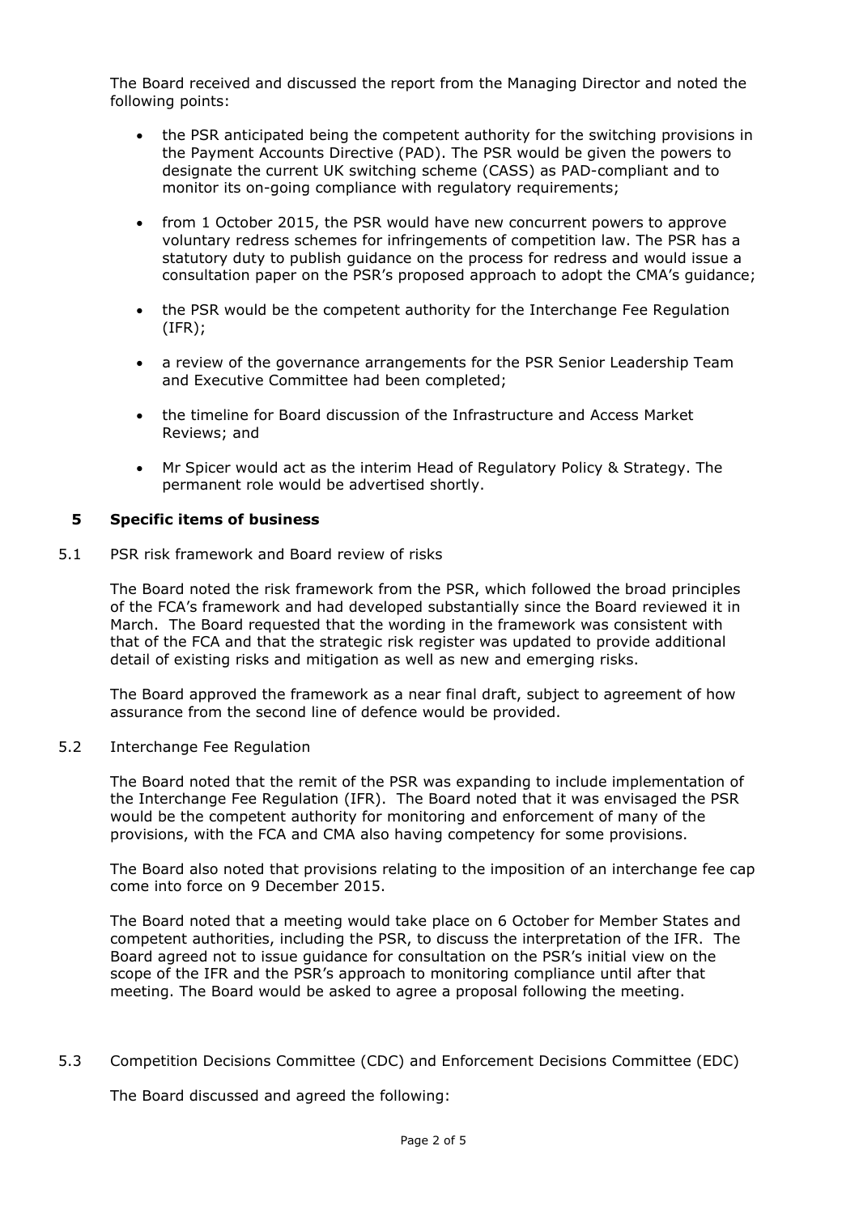The Board received and discussed the report from the Managing Director and noted the following points:

- the PSR anticipated being the competent authority for the switching provisions in the Payment Accounts Directive (PAD). The PSR would be given the powers to designate the current UK switching scheme (CASS) as PAD-compliant and to monitor its on-going compliance with regulatory requirements;
- from 1 October 2015, the PSR would have new concurrent powers to approve voluntary redress schemes for infringements of competition law. The PSR has a statutory duty to publish guidance on the process for redress and would issue a consultation paper on the PSR's proposed approach to adopt the CMA's guidance;
- the PSR would be the competent authority for the Interchange Fee Regulation (IFR);
- a review of the governance arrangements for the PSR Senior Leadership Team and Executive Committee had been completed;
- the timeline for Board discussion of the Infrastructure and Access Market Reviews; and
- Mr Spicer would act as the interim Head of Regulatory Policy & Strategy. The permanent role would be advertised shortly.

## 5 Specific items of business

5.1 PSR risk framework and Board review of risks

The Board noted the risk framework from the PSR, which followed the broad principles of the FCA's framework and had developed substantially since the Board reviewed it in March. The Board requested that the wording in the framework was consistent with that of the FCA and that the strategic risk register was updated to provide additional detail of existing risks and mitigation as well as new and emerging risks.

The Board approved the framework as a near final draft, subject to agreement of how assurance from the second line of defence would be provided.

5.2 Interchange Fee Regulation

The Board noted that the remit of the PSR was expanding to include implementation of the Interchange Fee Regulation (IFR). The Board noted that it was envisaged the PSR would be the competent authority for monitoring and enforcement of many of the provisions, with the FCA and CMA also having competency for some provisions.

The Board also noted that provisions relating to the imposition of an interchange fee cap come into force on 9 December 2015.

The Board noted that a meeting would take place on 6 October for Member States and competent authorities, including the PSR, to discuss the interpretation of the IFR. The Board agreed not to issue guidance for consultation on the PSR's initial view on the scope of the IFR and the PSR's approach to monitoring compliance until after that meeting. The Board would be asked to agree a proposal following the meeting.

5.3 Competition Decisions Committee (CDC) and Enforcement Decisions Committee (EDC)

The Board discussed and agreed the following: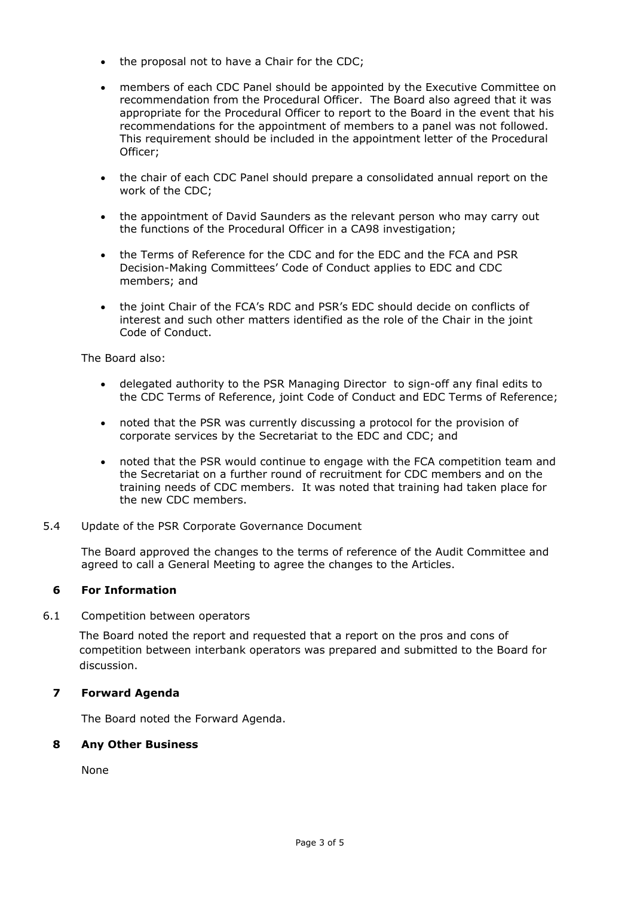- the proposal not to have a Chair for the CDC;
- members of each CDC Panel should be appointed by the Executive Committee on recommendation from the Procedural Officer. The Board also agreed that it was appropriate for the Procedural Officer to report to the Board in the event that his recommendations for the appointment of members to a panel was not followed. This requirement should be included in the appointment letter of the Procedural Officer;
- the chair of each CDC Panel should prepare a consolidated annual report on the work of the CDC;
- the appointment of David Saunders as the relevant person who may carry out the functions of the Procedural Officer in a CA98 investigation;
- the Terms of Reference for the CDC and for the EDC and the FCA and PSR Decision-Making Committees' Code of Conduct applies to EDC and CDC members; and
- the joint Chair of the FCA's RDC and PSR's EDC should decide on conflicts of interest and such other matters identified as the role of the Chair in the joint Code of Conduct.

The Board also:

- delegated authority to the PSR Managing Director to sign-off any final edits to the CDC Terms of Reference, joint Code of Conduct and EDC Terms of Reference;
- noted that the PSR was currently discussing a protocol for the provision of corporate services by the Secretariat to the EDC and CDC; and
- noted that the PSR would continue to engage with the FCA competition team and the Secretariat on a further round of recruitment for CDC members and on the training needs of CDC members. It was noted that training had taken place for the new CDC members.

5.4 Update of the PSR Corporate Governance Document

The Board approved the changes to the terms of reference of the Audit Committee and agreed to call a General Meeting to agree the changes to the Articles.

## 6 For Information

6.1 Competition between operators

The Board noted the report and requested that a report on the pros and cons of competition between interbank operators was prepared and submitted to the Board for discussion.

## 7 Forward Agenda

The Board noted the Forward Agenda.

## 8 Any Other Business

None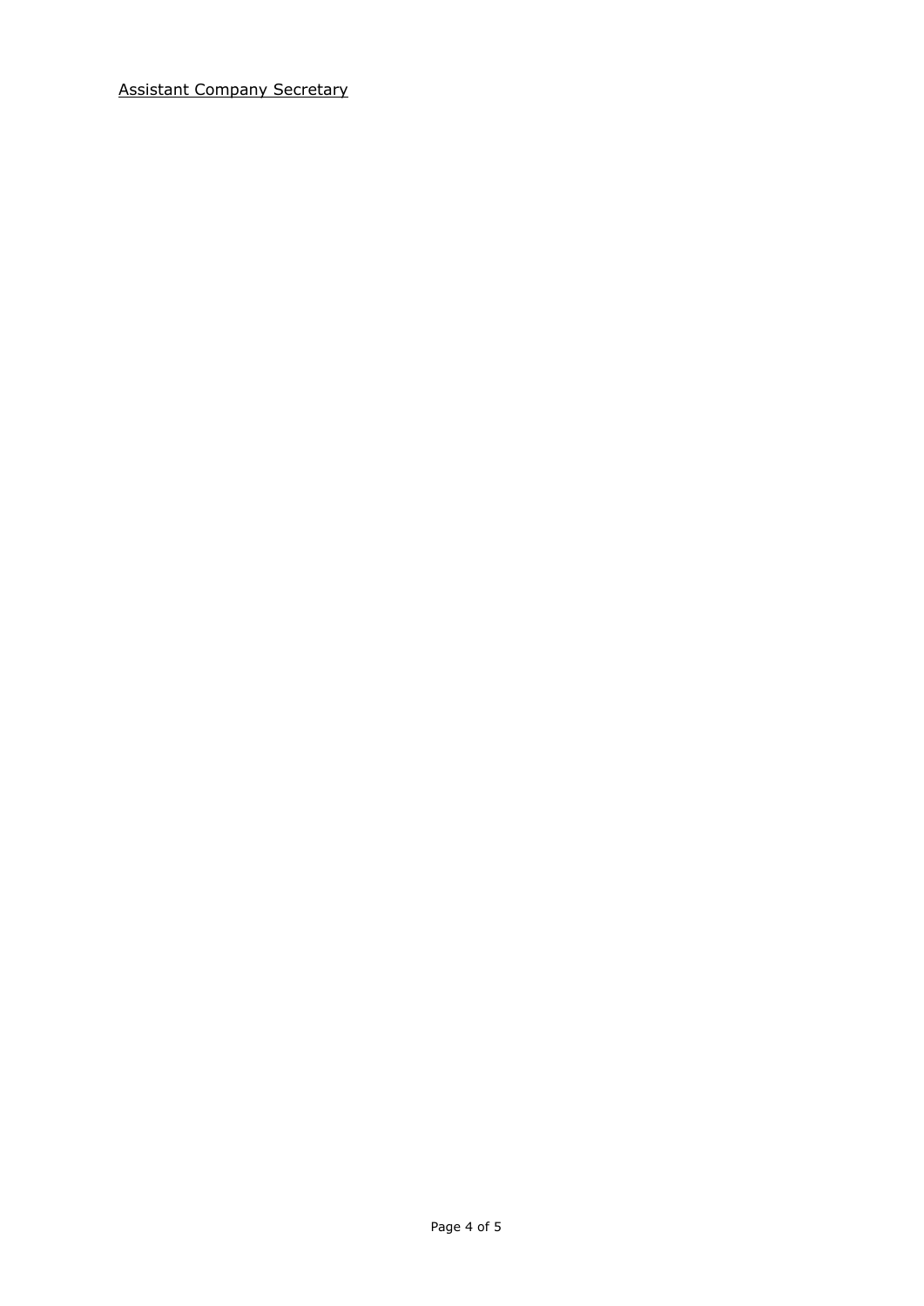<u>Assistant Company Secretary</u>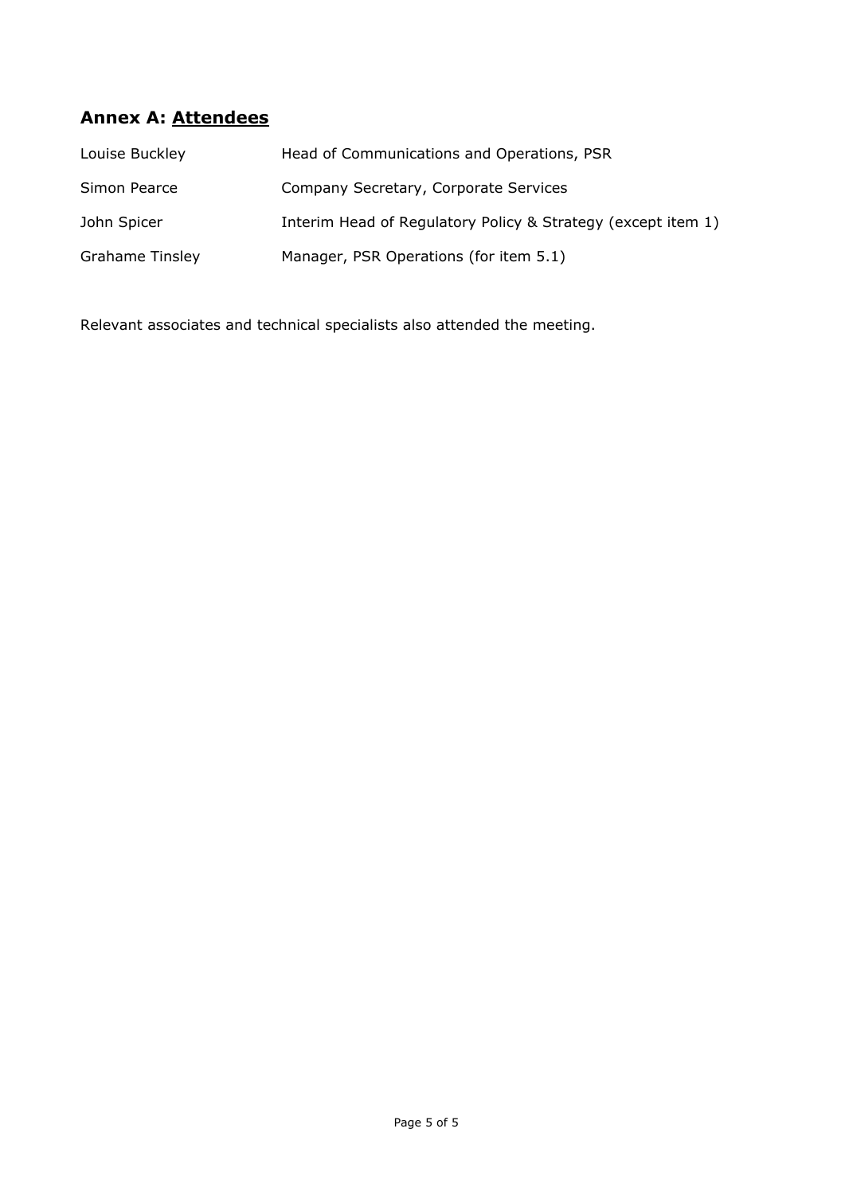## Annex A: Attendees

| | |
|---|---|
| Louise Buckley | Head of Communications and Operations, PSR |
| Simon Pearce | Company Secretary, Corporate Services |
| John Spicer | Interim Head of Regulatory Policy & Strategy (except item 1) |
| Grahame Tinsley | Manager, PSR Operations (for item 5.1) |

Relevant associates and technical specialists also attended the meeting.